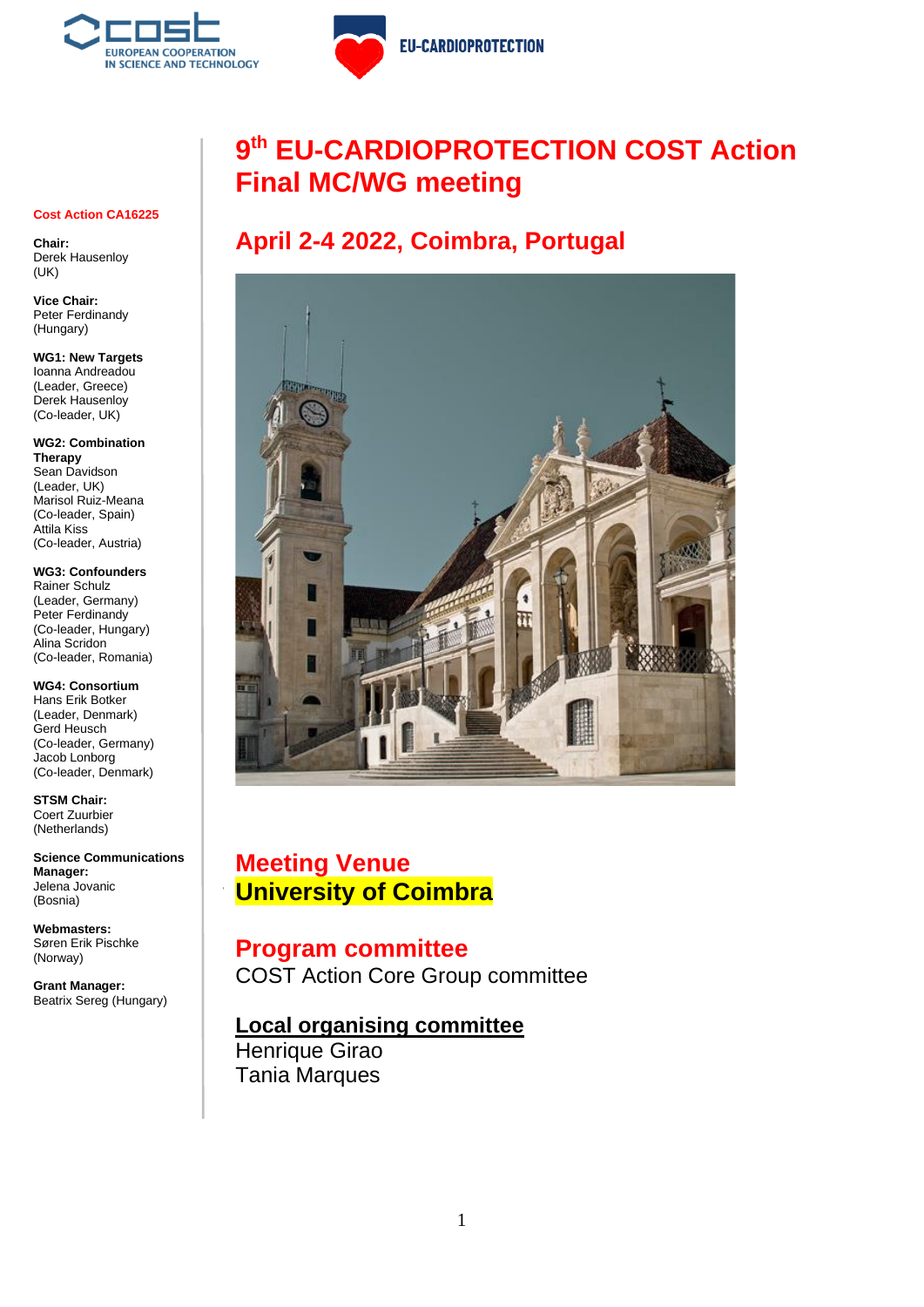# 9th EU-CARDIOPROTECTION COST Action Final MC/WG meeting

## April 2-4 2022, Coimbra, Portugal

**Cost Action CA16225**

**Chair:**
Derek Hausenloy
(UK)

**Vice Chair:**
Peter Ferdinandy
(Hungary)

**WG1: New Targets**
Ioanna Andreadou
(Leader, Greece)
Derek Hausenloy
(Co-leader, UK)

**WG2: Combination Therapy**
Sean Davidson
(Leader, UK)
Marisol Ruiz-Meana
(Co-leader, Spain)
Attila Kiss
(Co-leader, Austria)

**WG3: Confounders**
Rainer Schulz
(Leader, Germany)
Peter Ferdinandy
(Co-leader, Hungary)
Alina Scridon
(Co-leader, Romania)

**WG4: Consortium**
Hans Erik Botker
(Leader, Denmark)
Gerd Heusch
(Co-leader, Germany)
Jacob Lonborg
(Co-leader, Denmark)

**STSM Chair:**
Coert Zuurbier
(Netherlands)

**Science Communications Manager:**
Jelena Jovanic
(Bosnia)

**Webmasters:**
Søren Erik Pischke
(Norway)

**Grant Manager:**
Beatrix Sereg (Hungary)

## Meeting Venue
**University of Coimbra**

## Program committee
COST Action Core Group committee

## Local organising committee
Henrique Girao
Tania Marques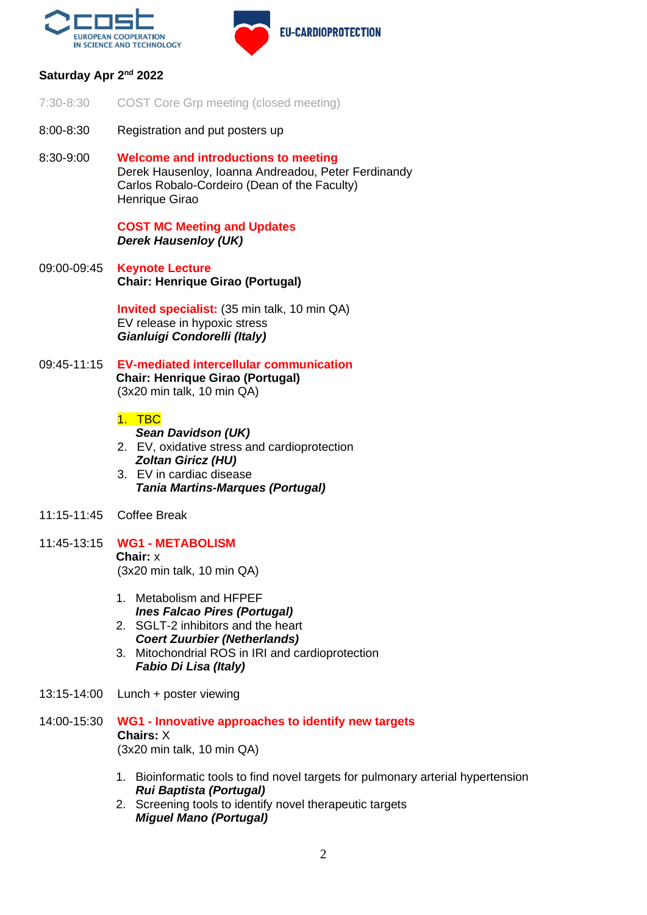**Saturday Apr 2nd 2022**

7:30-8:30 COST Core Grp meeting (closed meeting)

8:00-8:30 Registration and put posters up

8:30-9:00 **Welcome and introductions to meeting**
Derek Hausenloy, Ioanna Andreadou, Peter Ferdinandy
Carlos Robalo-Cordeiro (Dean of the Faculty)
Henrique Girao

**COST MC Meeting and Updates**
***Derek Hausenloy (UK)***

09:00-09:45 **Keynote Lecture**
**Chair: Henrique Girao (Portugal)**

**Invited specialist:** (35 min talk, 10 min QA)
EV release in hypoxic stress
***Gianluigi Condorelli (Italy)***

09:45-11:15 **EV-mediated intercellular communication**
**Chair: Henrique Girao (Portugal)**
(3x20 min talk, 10 min QA)

1. TBC
   ***Sean Davidson (UK)***
2. EV, oxidative stress and cardioprotection
   ***Zoltan Giricz (HU)***
3. EV in cardiac disease
   ***Tania Martins-Marques (Portugal)***

11:15-11:45 Coffee Break

11:45-13:15 **WG1 - METABOLISM**
**Chair:** x
(3x20 min talk, 10 min QA)

1. Metabolism and HFPEF
   ***Ines Falcao Pires (Portugal)***
2. SGLT-2 inhibitors and the heart
   ***Coert Zuurbier (Netherlands)***
3. Mitochondrial ROS in IRI and cardioprotection
   ***Fabio Di Lisa (Italy)***

13:15-14:00 Lunch + poster viewing

14:00-15:30 **WG1 - Innovative approaches to identify new targets**
**Chairs:** X
(3x20 min talk, 10 min QA)

1. Bioinformatic tools to find novel targets for pulmonary arterial hypertension
   ***Rui Baptista (Portugal)***
2. Screening tools to identify novel therapeutic targets
   ***Miguel Mano (Portugal)***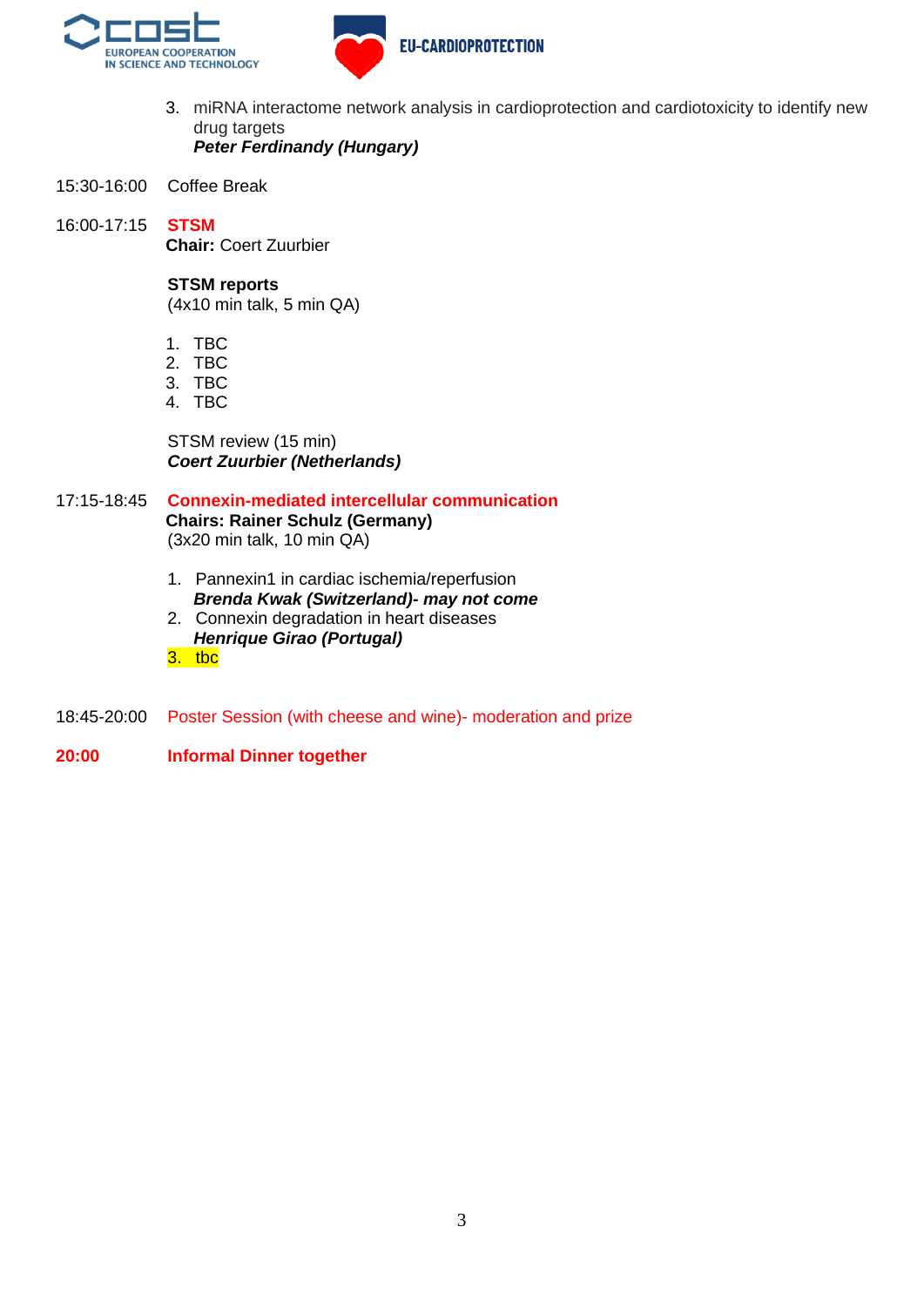3. miRNA interactome network analysis in cardioprotection and cardiotoxicity to identify new drug targets
   ***Peter Ferdinandy (Hungary)***

15:30-16:00 Coffee Break

16:00-17:15 **STSM**
**Chair:** Coert Zuurbier

**STSM reports**
(4x10 min talk, 5 min QA)

1. TBC
2. TBC
3. TBC
4. TBC

STSM review (15 min)
***Coert Zuurbier (Netherlands)***

17:15-18:45 **Connexin-mediated intercellular communication**
**Chairs: Rainer Schulz (Germany)**
(3x20 min talk, 10 min QA)

1. Pannexin1 in cardiac ischemia/reperfusion
   ***Brenda Kwak (Switzerland)- may not come***
2. Connexin degradation in heart diseases
   ***Henrique Girao (Portugal)***
3. tbc

18:45-20:00 Poster Session (with cheese and wine)- moderation and prize

**20:00 Informal Dinner together**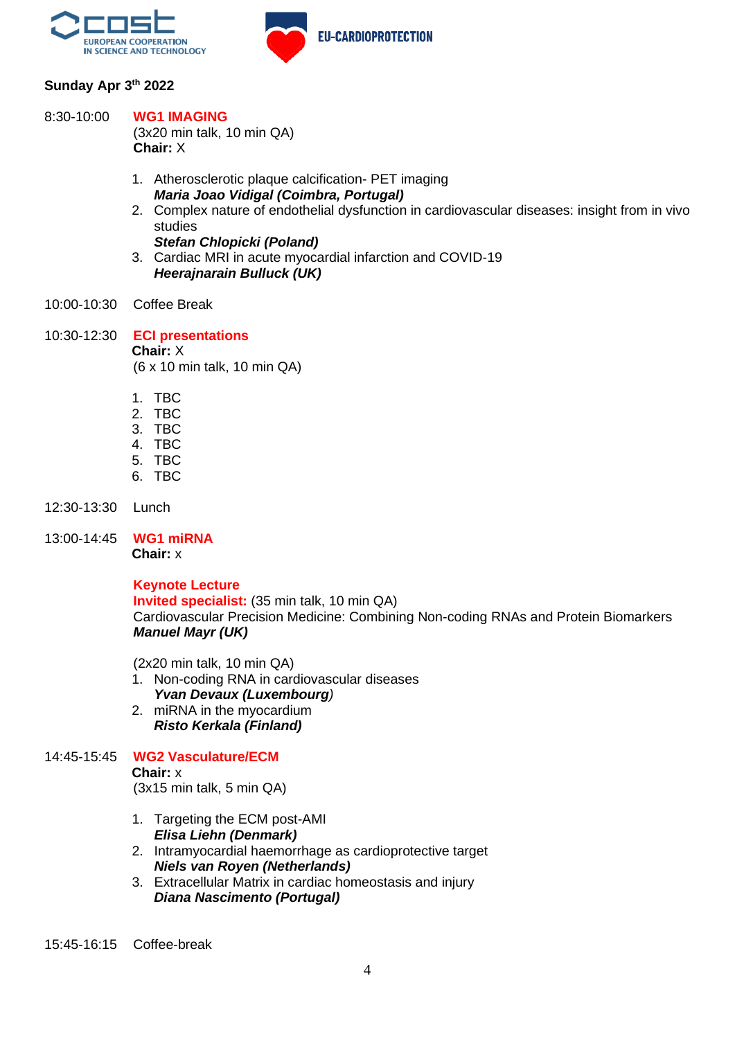**Sunday Apr 3rd 2022**

8:30-10:00 **WG1 IMAGING**
(3x20 min talk, 10 min QA)
**Chair:** X

1. Atherosclerotic plaque calcification- PET imaging
   ***Maria Joao Vidigal (Coimbra, Portugal)***
2. Complex nature of endothelial dysfunction in cardiovascular diseases: insight from in vivo studies
   ***Stefan Chlopicki (Poland)***
3. Cardiac MRI in acute myocardial infarction and COVID-19
   ***Heerajnarain Bulluck (UK)***

10:00-10:30 Coffee Break

10:30-12:30 **ECI presentations**
**Chair:** X
(6 x 10 min talk, 10 min QA)

1. TBC
2. TBC
3. TBC
4. TBC
5. TBC
6. TBC

12:30-13:30 Lunch

13:00-14:45 **WG1 miRNA**
**Chair:** x

**Keynote Lecture**
**Invited specialist:** (35 min talk, 10 min QA)
Cardiovascular Precision Medicine: Combining Non-coding RNAs and Protein Biomarkers
***Manuel Mayr (UK)***

(2x20 min talk, 10 min QA)

1. Non-coding RNA in cardiovascular diseases
   ***Yvan Devaux (Luxembourg)***
2. miRNA in the myocardium
   ***Risto Kerkala (Finland)***

14:45-15:45 **WG2 Vasculature/ECM**
**Chair:** x
(3x15 min talk, 5 min QA)

1. Targeting the ECM post-AMI
   ***Elisa Liehn (Denmark)***
2. Intramyocardial haemorrhage as cardioprotective target
   ***Niels van Royen (Netherlands)***
3. Extracellular Matrix in cardiac homeostasis and injury
   ***Diana Nascimento (Portugal)***

15:45-16:15 Coffee-break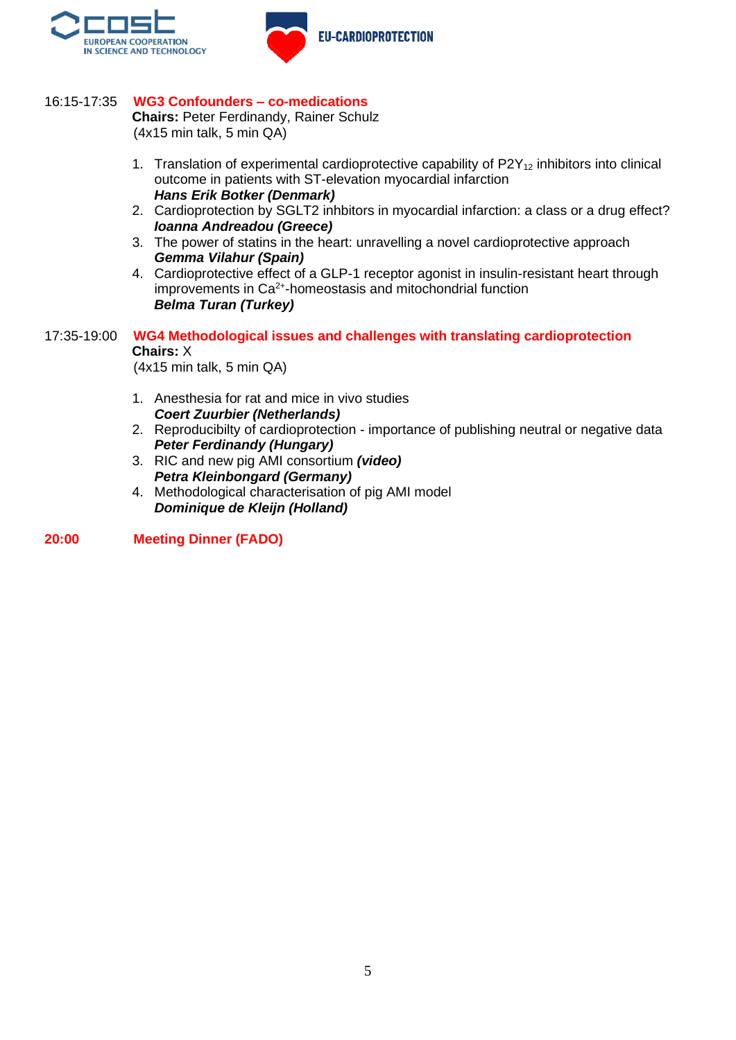16:15-17:35 **WG3 Confounders – co-medications**

**Chairs:** Peter Ferdinandy, Rainer Schulz
(4x15 min talk, 5 min QA)

1. Translation of experimental cardioprotective capability of $P2Y_{12}$ inhibitors into clinical outcome in patients with ST-elevation myocardial infarction
   ***Hans Erik Botker (Denmark)***
2. Cardioprotection by SGLT2 inhbitors in myocardial infarction: a class or a drug effect?
   ***Ioanna Andreadou (Greece)***
3. The power of statins in the heart: unravelling a novel cardioprotective approach
   ***Gemma Vilahur (Spain)***
4. Cardioprotective effect of a GLP-1 receptor agonist in insulin-resistant heart through improvements in $Ca^{2+}$-homeostasis and mitochondrial function
   ***Belma Turan (Turkey)***

17:35-19:00 **WG4 Methodological issues and challenges with translating cardioprotection**

**Chairs:** X
(4x15 min talk, 5 min QA)

1. Anesthesia for rat and mice in vivo studies
   ***Coert Zuurbier (Netherlands)***
2. Reproducibilty of cardioprotection - importance of publishing neutral or negative data
   ***Peter Ferdinandy (Hungary)***
3. RIC and new pig AMI consortium ***(video)***
   ***Petra Kleinbongard (Germany)***
4. Methodological characterisation of pig AMI model
   ***Dominique de Kleijn (Holland)***

**20:00 Meeting Dinner (FADO)**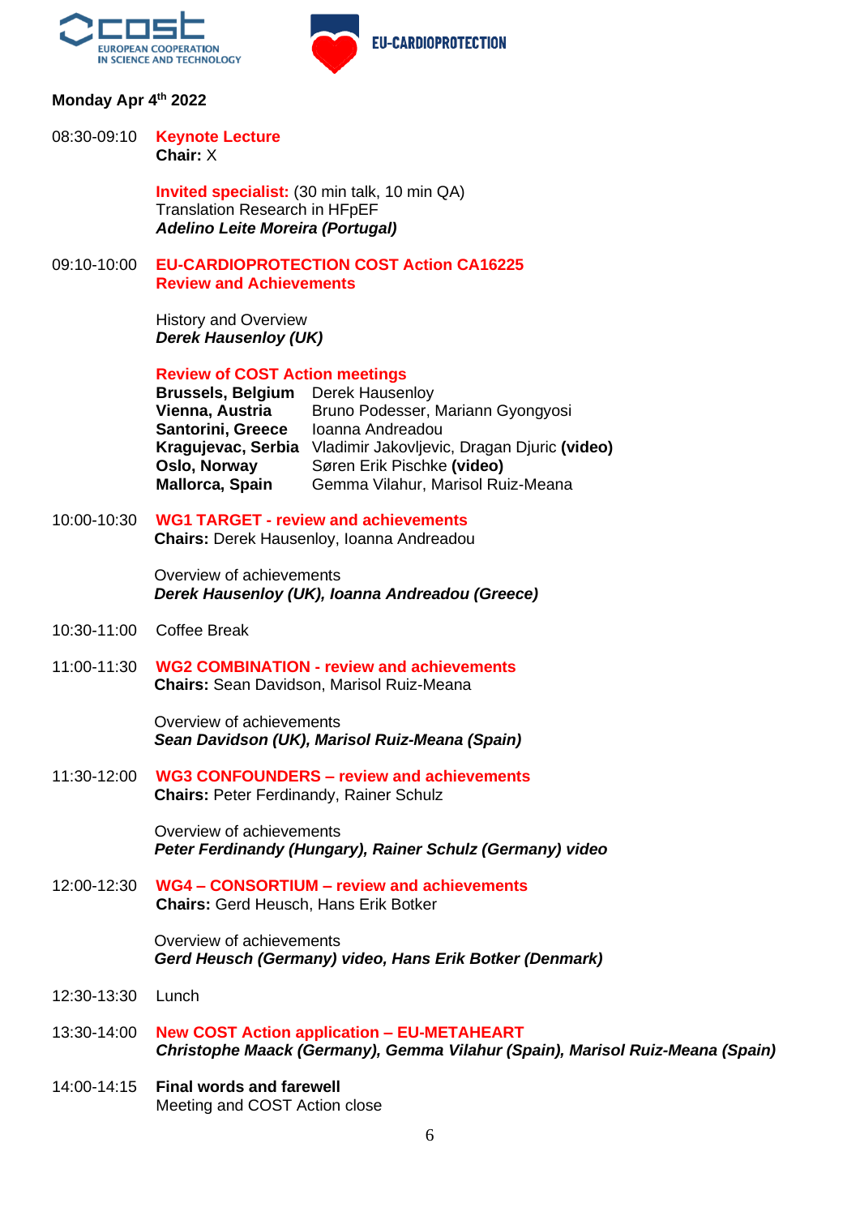**Monday Apr 4th 2022**

08:30-09:10 **Keynote Lecture**
**Chair:** X

**Invited specialist:** (30 min talk, 10 min QA)
Translation Research in HFpEF
***Adelino Leite Moreira (Portugal)***

09:10-10:00 **EU-CARDIOPROTECTION COST Action CA16225**
**Review and Achievements**

History and Overview
***Derek Hausenloy (UK)***

**Review of COST Action meetings**

| | |
|---|---|
| **Brussels, Belgium** | Derek Hausenloy |
| **Vienna, Austria** | Bruno Podesser, Mariann Gyongyosi |
| **Santorini, Greece** | Ioanna Andreadou |
| **Kragujevac, Serbia** | Vladimir Jakovljevic, Dragan Djuric **(video)** |
| **Oslo, Norway** | Søren Erik Pischke **(video)** |
| **Mallorca, Spain** | Gemma Vilahur, Marisol Ruiz-Meana |

10:00-10:30 **WG1 TARGET - review and achievements**
**Chairs:** Derek Hausenloy, Ioanna Andreadou

Overview of achievements
***Derek Hausenloy (UK), Ioanna Andreadou (Greece)***

10:30-11:00 Coffee Break

11:00-11:30 **WG2 COMBINATION - review and achievements**
**Chairs:** Sean Davidson, Marisol Ruiz-Meana

Overview of achievements
***Sean Davidson (UK), Marisol Ruiz-Meana (Spain)***

11:30-12:00 **WG3 CONFOUNDERS – review and achievements**
**Chairs:** Peter Ferdinandy, Rainer Schulz

Overview of achievements
***Peter Ferdinandy (Hungary), Rainer Schulz (Germany) video***

12:00-12:30 **WG4 – CONSORTIUM – review and achievements**
**Chairs:** Gerd Heusch, Hans Erik Botker

Overview of achievements
***Gerd Heusch (Germany) video, Hans Erik Botker (Denmark)***

12:30-13:30 Lunch

13:30-14:00 **New COST Action application – EU-METAHEART**
***Christophe Maack (Germany), Gemma Vilahur (Spain), Marisol Ruiz-Meana (Spain)***

14:00-14:15 **Final words and farewell**
Meeting and COST Action close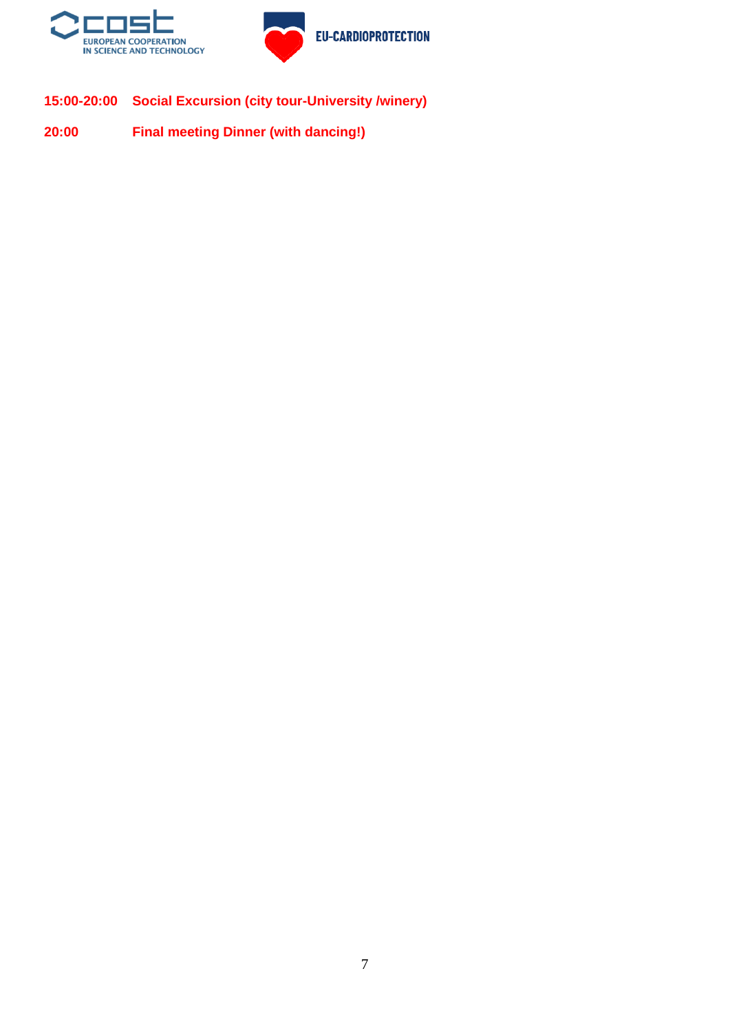**15:00-20:00 Social Excursion (city tour-University /winery)**

**20:00 Final meeting Dinner (with dancing!)**